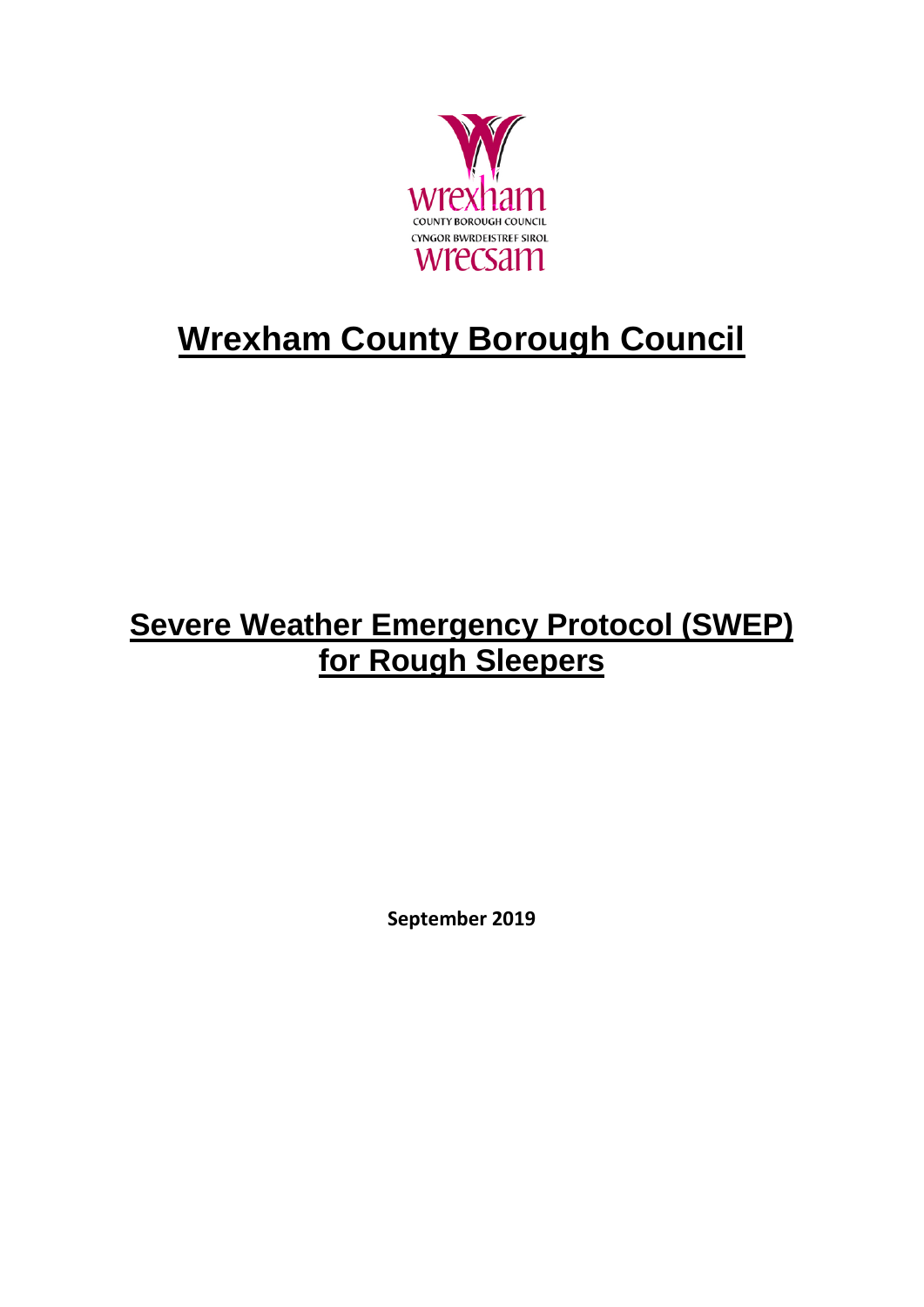# Wrexham County Borough Council

## Severe Weather Emergency Protocol (SWEP) for Rough Sleepers

**September 2019**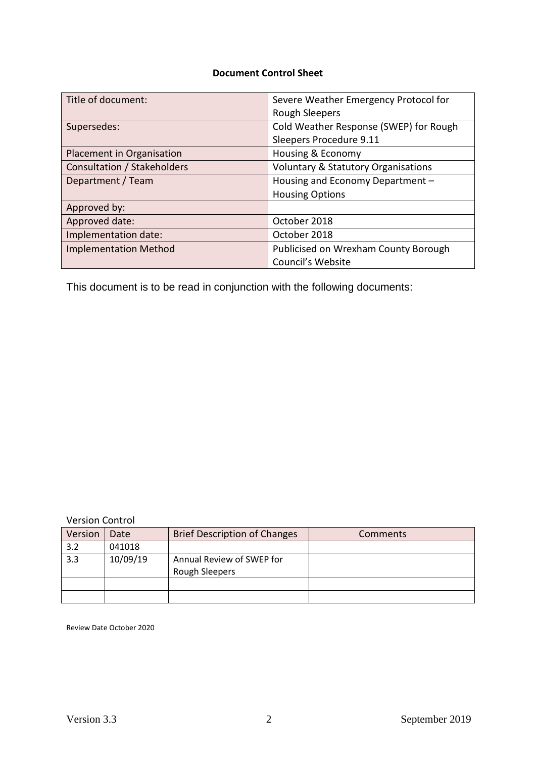**Document Control Sheet**

| Title of document: | Severe Weather Emergency Protocol for Rough Sleepers |
|---|---|
| Supersedes: | Cold Weather Response (SWEP) for Rough Sleepers Procedure 9.11 |
| Placement in Organisation | Housing & Economy |
| Consultation / Stakeholders | Voluntary & Statutory Organisations |
| Department / Team | Housing and Economy Department – Housing Options |
| Approved by: | |
| Approved date: | October 2018 |
| Implementation date: | October 2018 |
| Implementation Method | Publicised on Wrexham County Borough Council's Website |

This document is to be read in conjunction with the following documents:

Version Control

| Version | Date | Brief Description of Changes | Comments |
|---|---|---|---|
| 3.2 | 041018 | | |
| 3.3 | 10/09/19 | Annual Review of SWEP for Rough Sleepers | |
| | | | |
| | | | |

Review Date October 2020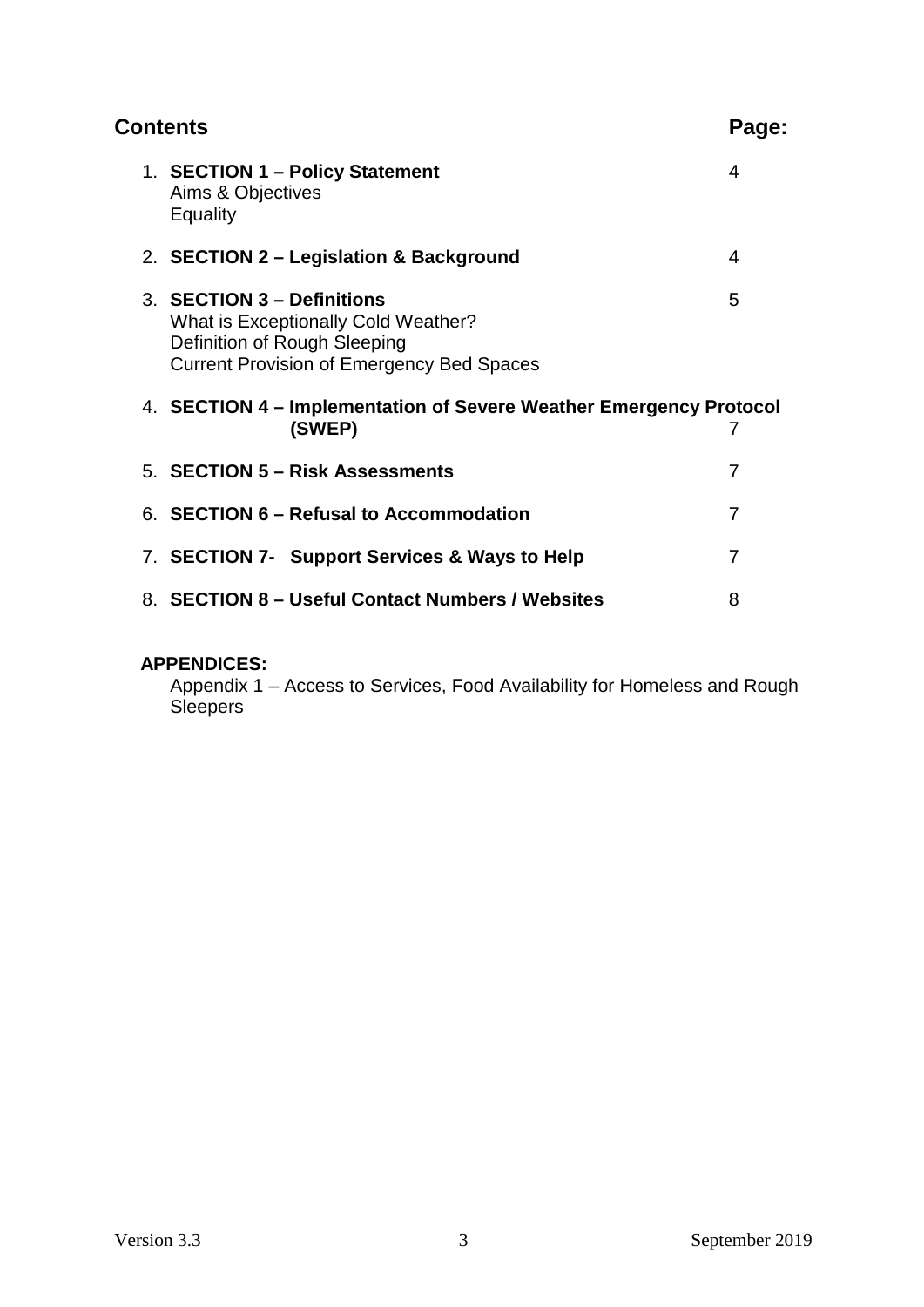## Contents

| Contents | Page: |
|---|---|
| 1. **SECTION 1 – Policy Statement**<br>Aims & Objectives<br>Equality | 4 |
| 2. **SECTION 2 – Legislation & Background** | 4 |
| 3. **SECTION 3 – Definitions**<br>What is Exceptionally Cold Weather?<br>Definition of Rough Sleeping<br>Current Provision of Emergency Bed Spaces | 5 |
| 4. **SECTION 4 – Implementation of Severe Weather Emergency Protocol (SWEP)** | 7 |
| 5. **SECTION 5 – Risk Assessments** | 7 |
| 6. **SECTION 6 – Refusal to Accommodation** | 7 |
| 7. **SECTION 7- Support Services & Ways to Help** | 7 |
| 8. **SECTION 8 – Useful Contact Numbers / Websites** | 8 |

**APPENDICES:**

Appendix 1 – Access to Services, Food Availability for Homeless and Rough Sleepers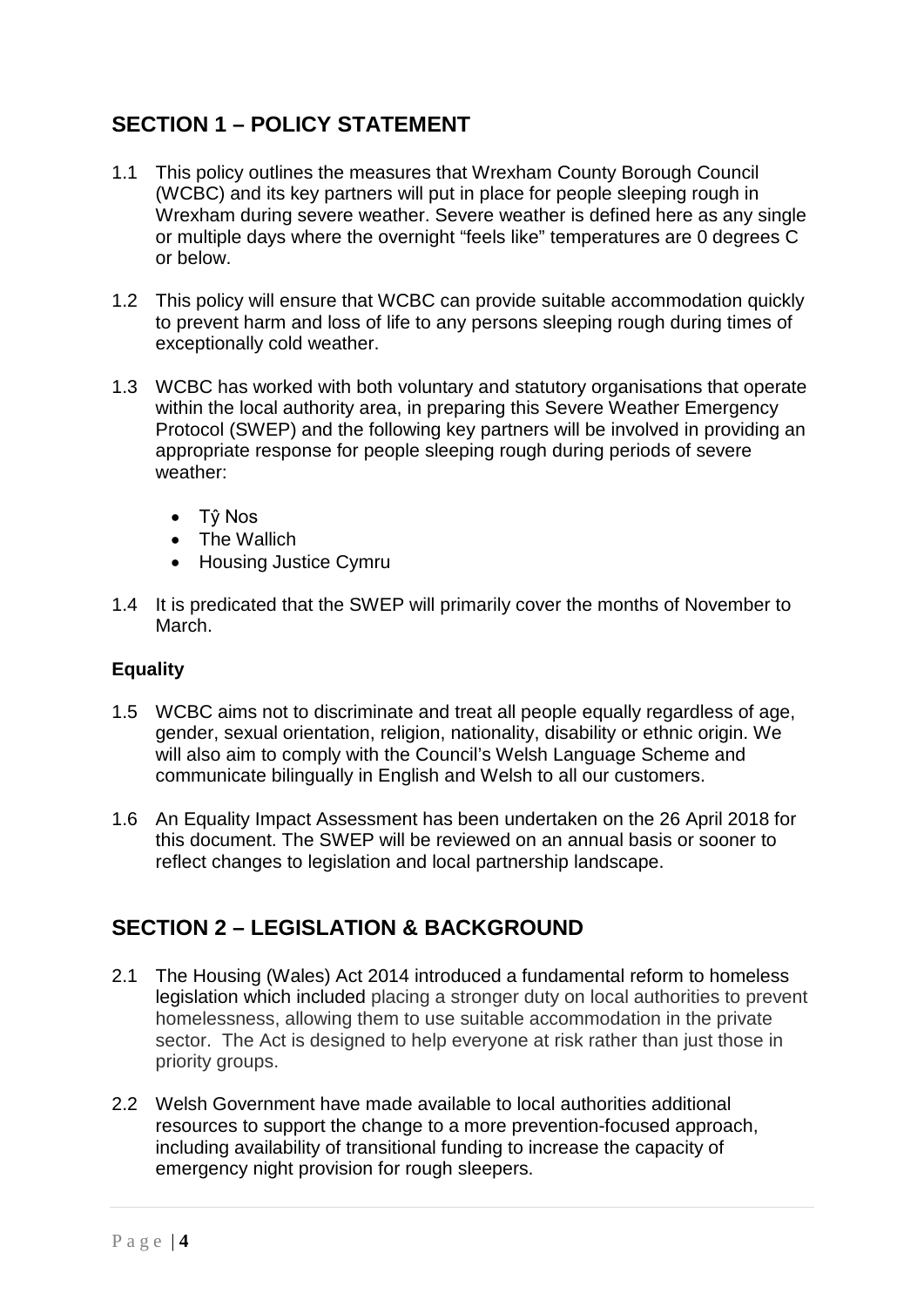## SECTION 1 – POLICY STATEMENT

1.1 This policy outlines the measures that Wrexham County Borough Council (WCBC) and its key partners will put in place for people sleeping rough in Wrexham during severe weather. Severe weather is defined here as any single or multiple days where the overnight "feels like" temperatures are 0 degrees C or below.

1.2 This policy will ensure that WCBC can provide suitable accommodation quickly to prevent harm and loss of life to any persons sleeping rough during times of exceptionally cold weather.

1.3 WCBC has worked with both voluntary and statutory organisations that operate within the local authority area, in preparing this Severe Weather Emergency Protocol (SWEP) and the following key partners will be involved in providing an appropriate response for people sleeping rough during periods of severe weather:

- Tŷ Nos
- The Wallich
- Housing Justice Cymru

1.4 It is predicated that the SWEP will primarily cover the months of November to March.

### Equality

1.5 WCBC aims not to discriminate and treat all people equally regardless of age, gender, sexual orientation, religion, nationality, disability or ethnic origin. We will also aim to comply with the Council's Welsh Language Scheme and communicate bilingually in English and Welsh to all our customers.

1.6 An Equality Impact Assessment has been undertaken on the 26 April 2018 for this document. The SWEP will be reviewed on an annual basis or sooner to reflect changes to legislation and local partnership landscape.

## SECTION 2 – LEGISLATION & BACKGROUND

2.1 The Housing (Wales) Act 2014 introduced a fundamental reform to homeless legislation which included placing a stronger duty on local authorities to prevent homelessness, allowing them to use suitable accommodation in the private sector. The Act is designed to help everyone at risk rather than just those in priority groups.

2.2 Welsh Government have made available to local authorities additional resources to support the change to a more prevention-focused approach, including availability of transitional funding to increase the capacity of emergency night provision for rough sleepers.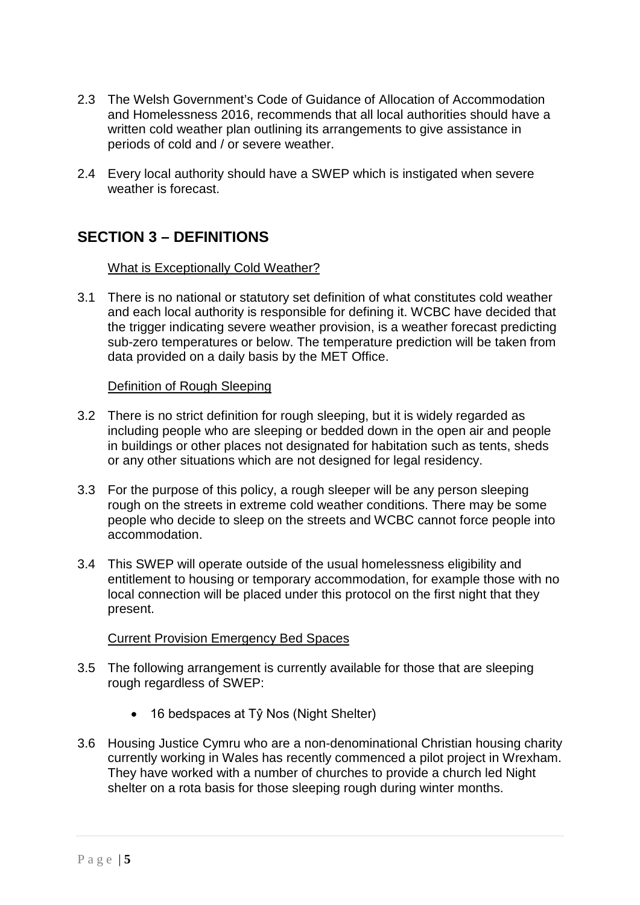2.3 The Welsh Government's Code of Guidance of Allocation of Accommodation and Homelessness 2016, recommends that all local authorities should have a written cold weather plan outlining its arrangements to give assistance in periods of cold and / or severe weather.

2.4 Every local authority should have a SWEP which is instigated when severe weather is forecast.

## SECTION 3 – DEFINITIONS

What is Exceptionally Cold Weather?

3.1 There is no national or statutory set definition of what constitutes cold weather and each local authority is responsible for defining it. WCBC have decided that the trigger indicating severe weather provision, is a weather forecast predicting sub-zero temperatures or below. The temperature prediction will be taken from data provided on a daily basis by the MET Office.

Definition of Rough Sleeping

3.2 There is no strict definition for rough sleeping, but it is widely regarded as including people who are sleeping or bedded down in the open air and people in buildings or other places not designated for habitation such as tents, sheds or any other situations which are not designed for legal residency.

3.3 For the purpose of this policy, a rough sleeper will be any person sleeping rough on the streets in extreme cold weather conditions. There may be some people who decide to sleep on the streets and WCBC cannot force people into accommodation.

3.4 This SWEP will operate outside of the usual homelessness eligibility and entitlement to housing or temporary accommodation, for example those with no local connection will be placed under this protocol on the first night that they present.

Current Provision Emergency Bed Spaces

3.5 The following arrangement is currently available for those that are sleeping rough regardless of SWEP:

- 16 bedspaces at Tŷ Nos (Night Shelter)

3.6 Housing Justice Cymru who are a non-denominational Christian housing charity currently working in Wales has recently commenced a pilot project in Wrexham. They have worked with a number of churches to provide a church led Night shelter on a rota basis for those sleeping rough during winter months.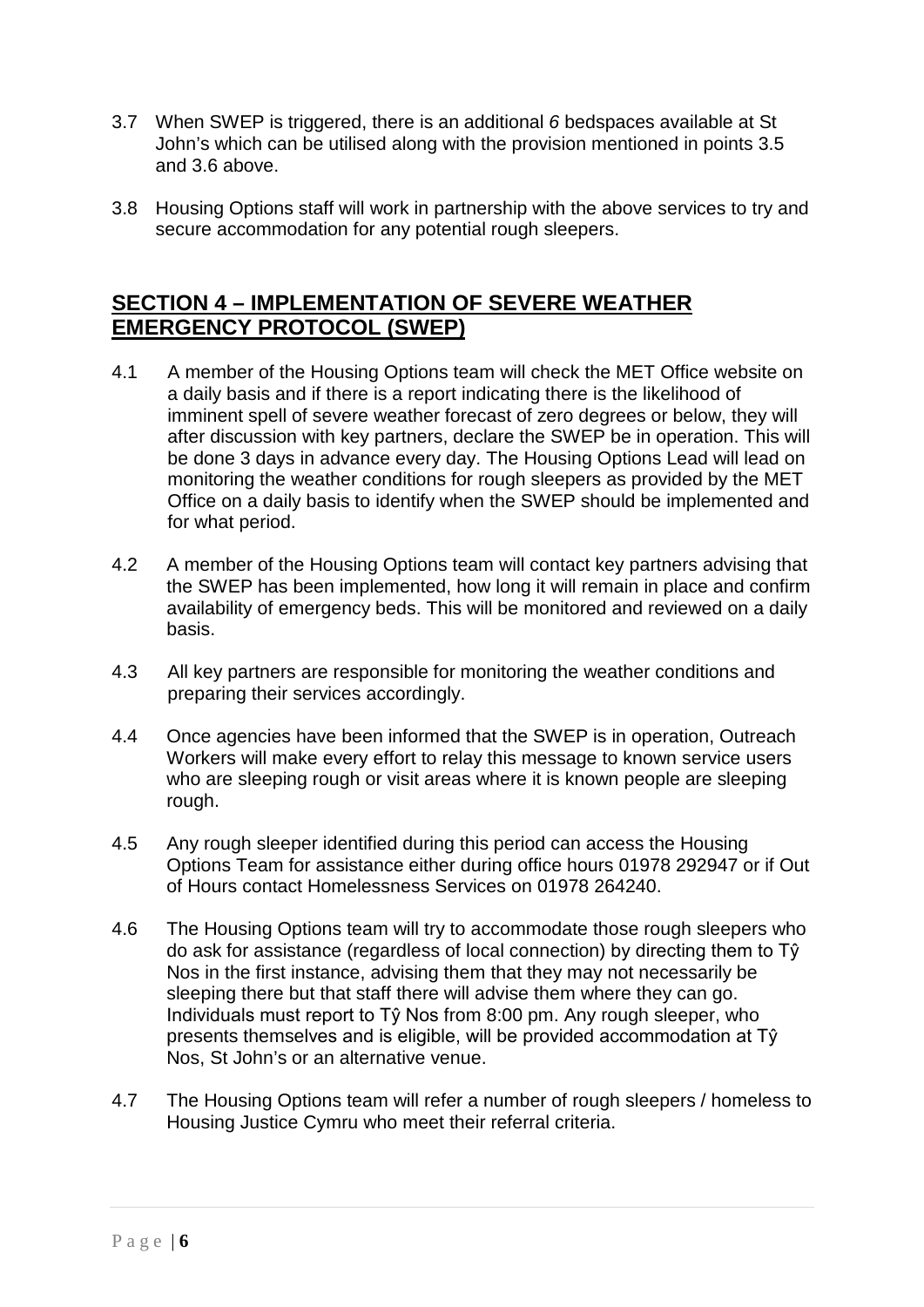3.7 When SWEP is triggered, there is an additional *6* bedspaces available at St John's which can be utilised along with the provision mentioned in points 3.5 and 3.6 above.

3.8 Housing Options staff will work in partnership with the above services to try and secure accommodation for any potential rough sleepers.

## SECTION 4 – IMPLEMENTATION OF SEVERE WEATHER EMERGENCY PROTOCOL (SWEP)

4.1 A member of the Housing Options team will check the MET Office website on a daily basis and if there is a report indicating there is the likelihood of imminent spell of severe weather forecast of zero degrees or below, they will after discussion with key partners, declare the SWEP be in operation. This will be done 3 days in advance every day. The Housing Options Lead will lead on monitoring the weather conditions for rough sleepers as provided by the MET Office on a daily basis to identify when the SWEP should be implemented and for what period.

4.2 A member of the Housing Options team will contact key partners advising that the SWEP has been implemented, how long it will remain in place and confirm availability of emergency beds. This will be monitored and reviewed on a daily basis.

4.3 All key partners are responsible for monitoring the weather conditions and preparing their services accordingly.

4.4 Once agencies have been informed that the SWEP is in operation, Outreach Workers will make every effort to relay this message to known service users who are sleeping rough or visit areas where it is known people are sleeping rough.

4.5 Any rough sleeper identified during this period can access the Housing Options Team for assistance either during office hours 01978 292947 or if Out of Hours contact Homelessness Services on 01978 264240.

4.6 The Housing Options team will try to accommodate those rough sleepers who do ask for assistance (regardless of local connection) by directing them to Tŷ Nos in the first instance, advising them that they may not necessarily be sleeping there but that staff there will advise them where they can go. Individuals must report to Tŷ Nos from 8:00 pm. Any rough sleeper, who presents themselves and is eligible, will be provided accommodation at Tŷ Nos, St John's or an alternative venue.

4.7 The Housing Options team will refer a number of rough sleepers / homeless to Housing Justice Cymru who meet their referral criteria.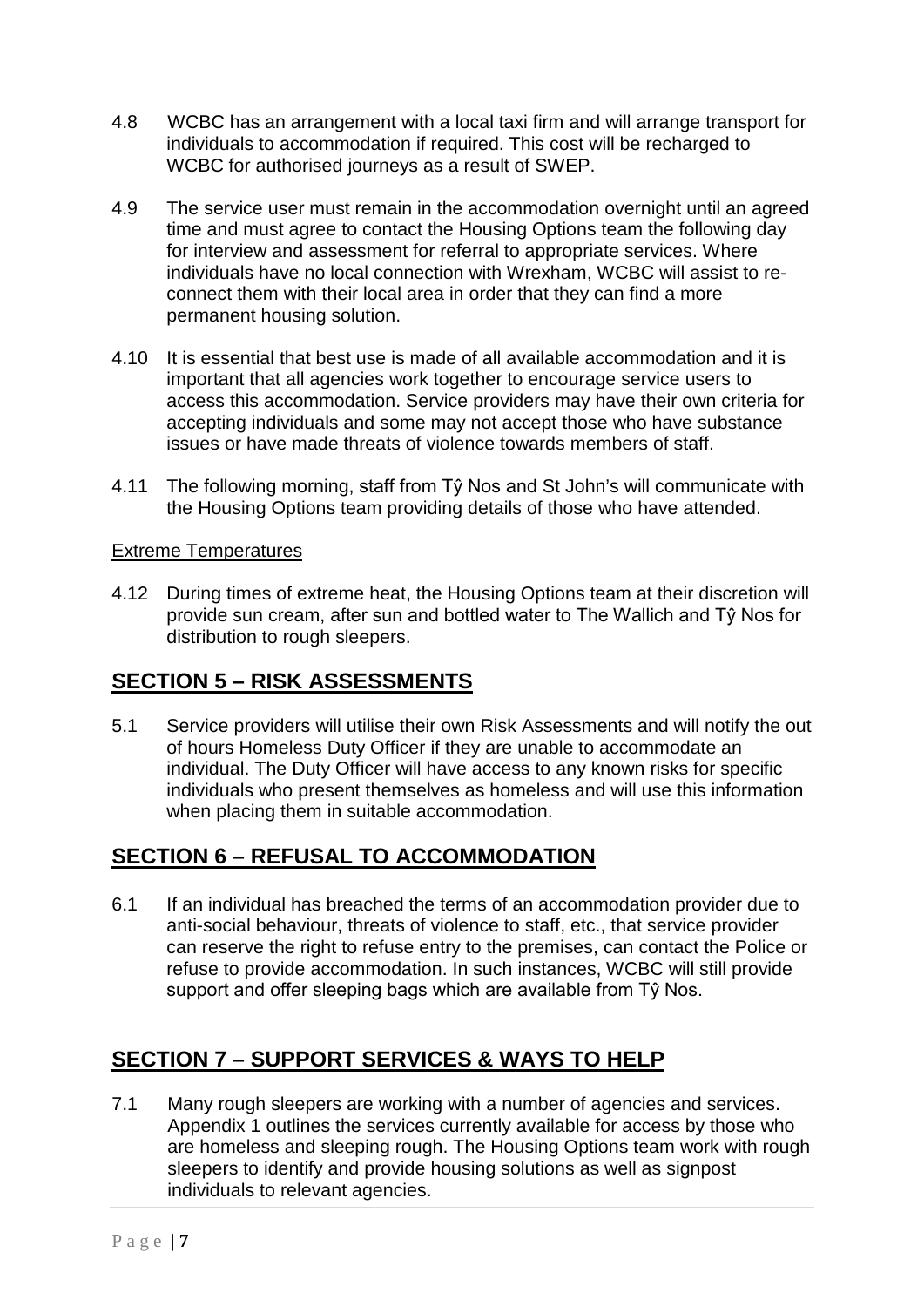4.8 WCBC has an arrangement with a local taxi firm and will arrange transport for individuals to accommodation if required. This cost will be recharged to WCBC for authorised journeys as a result of SWEP.

4.9 The service user must remain in the accommodation overnight until an agreed time and must agree to contact the Housing Options team the following day for interview and assessment for referral to appropriate services. Where individuals have no local connection with Wrexham, WCBC will assist to re-connect them with their local area in order that they can find a more permanent housing solution.

4.10 It is essential that best use is made of all available accommodation and it is important that all agencies work together to encourage service users to access this accommodation. Service providers may have their own criteria for accepting individuals and some may not accept those who have substance issues or have made threats of violence towards members of staff.

4.11 The following morning, staff from Tŷ Nos and St John's will communicate with the Housing Options team providing details of those who have attended.

Extreme Temperatures

4.12 During times of extreme heat, the Housing Options team at their discretion will provide sun cream, after sun and bottled water to The Wallich and Tŷ Nos for distribution to rough sleepers.

## SECTION 5 – RISK ASSESSMENTS

5.1 Service providers will utilise their own Risk Assessments and will notify the out of hours Homeless Duty Officer if they are unable to accommodate an individual. The Duty Officer will have access to any known risks for specific individuals who present themselves as homeless and will use this information when placing them in suitable accommodation.

## SECTION 6 – REFUSAL TO ACCOMMODATION

6.1 If an individual has breached the terms of an accommodation provider due to anti-social behaviour, threats of violence to staff, etc., that service provider can reserve the right to refuse entry to the premises, can contact the Police or refuse to provide accommodation. In such instances, WCBC will still provide support and offer sleeping bags which are available from Tŷ Nos.

## SECTION 7 – SUPPORT SERVICES & WAYS TO HELP

7.1 Many rough sleepers are working with a number of agencies and services. Appendix 1 outlines the services currently available for access by those who are homeless and sleeping rough. The Housing Options team work with rough sleepers to identify and provide housing solutions as well as signpost individuals to relevant agencies.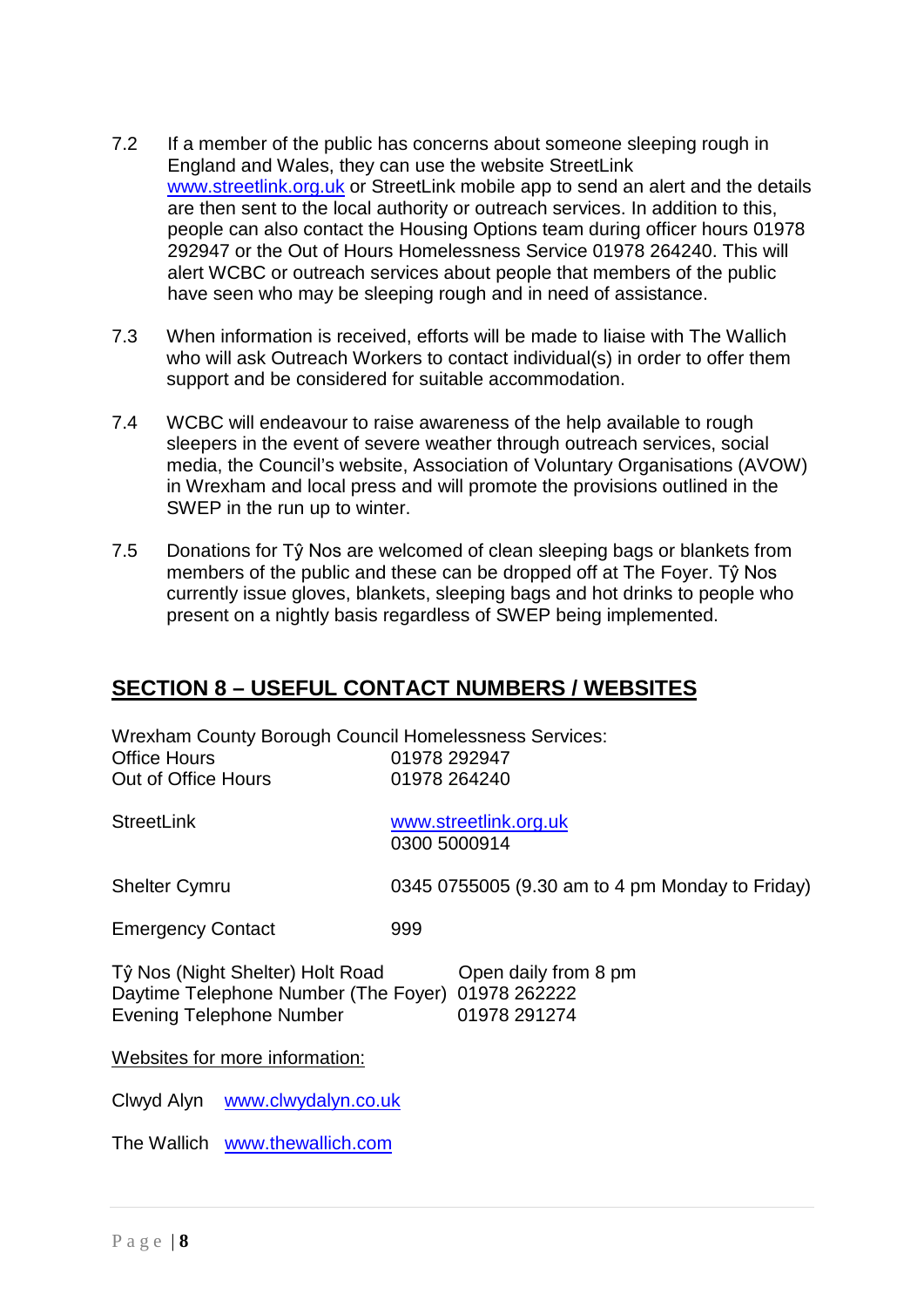7.2 If a member of the public has concerns about someone sleeping rough in England and Wales, they can use the website StreetLink www.streetlink.org.uk or StreetLink mobile app to send an alert and the details are then sent to the local authority or outreach services. In addition to this, people can also contact the Housing Options team during officer hours 01978 292947 or the Out of Hours Homelessness Service 01978 264240. This will alert WCBC or outreach services about people that members of the public have seen who may be sleeping rough and in need of assistance.

7.3 When information is received, efforts will be made to liaise with The Wallich who will ask Outreach Workers to contact individual(s) in order to offer them support and be considered for suitable accommodation.

7.4 WCBC will endeavour to raise awareness of the help available to rough sleepers in the event of severe weather through outreach services, social media, the Council's website, Association of Voluntary Organisations (AVOW) in Wrexham and local press and will promote the provisions outlined in the SWEP in the run up to winter.

7.5 Donations for Tŷ Nos are welcomed of clean sleeping bags or blankets from members of the public and these can be dropped off at The Foyer. Tŷ Nos currently issue gloves, blankets, sleeping bags and hot drinks to people who present on a nightly basis regardless of SWEP being implemented.

## SECTION 8 – USEFUL CONTACT NUMBERS / WEBSITES

Wrexham County Borough Council Homelessness Services:

| | |
|---|---|
| Office Hours | 01978 292947 |
| Out of Office Hours | 01978 264240 |
| StreetLink | www.streetlink.org.uk<br>0300 5000914 |
| Shelter Cymru | 0345 0755005 (9.30 am to 4 pm Monday to Friday) |
| Emergency Contact | 999 |

| | |
|---|---|
| Tŷ Nos (Night Shelter) Holt Road | Open daily from 8 pm |
| Daytime Telephone Number (The Foyer) | 01978 262222 |
| Evening Telephone Number | 01978 291274 |

Websites for more information:

Clwyd Alyn www.clwydalyn.co.uk

The Wallich www.thewallich.com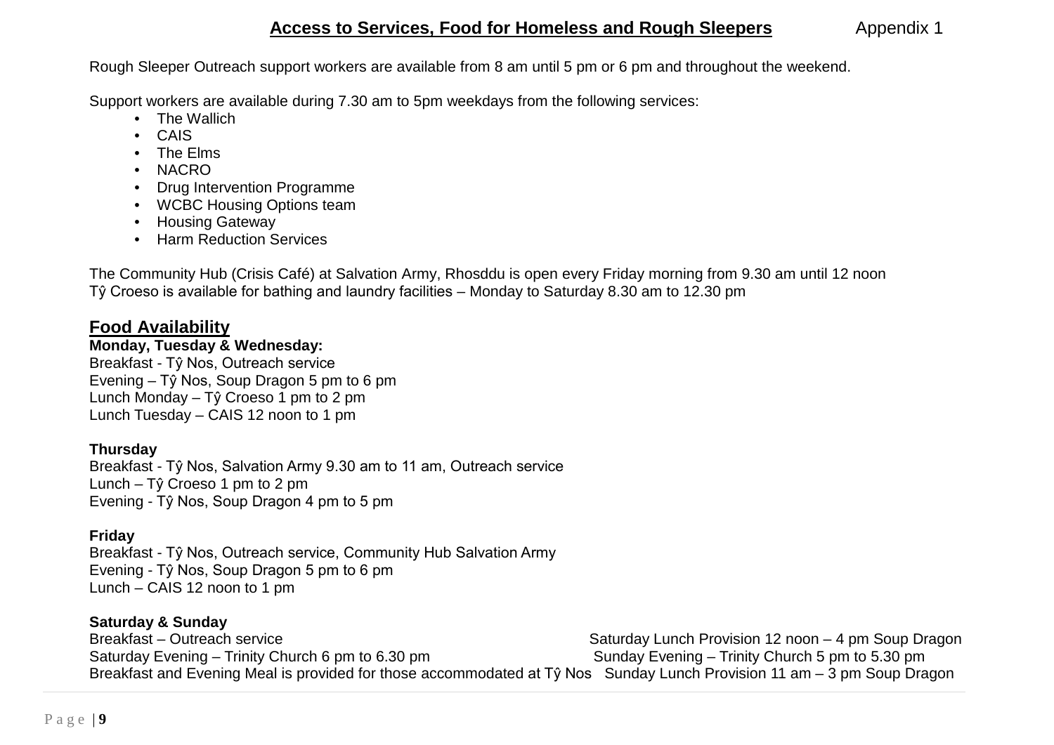## Access to Services, Food for Homeless and Rough Sleepers

Appendix 1

Rough Sleeper Outreach support workers are available from 8 am until 5 pm or 6 pm and throughout the weekend.

Support workers are available during 7.30 am to 5pm weekdays from the following services:

- The Wallich
- CAIS
- The Elms
- NACRO
- Drug Intervention Programme
- WCBC Housing Options team
- Housing Gateway
- Harm Reduction Services

The Community Hub (Crisis Café) at Salvation Army, Rhosddu is open every Friday morning from 9.30 am until 12 noon
Tŷ Croeso is available for bathing and laundry facilities – Monday to Saturday 8.30 am to 12.30 pm

## Food Availability

**Monday, Tuesday & Wednesday:**
Breakfast - Tŷ Nos, Outreach service
Evening – Tŷ Nos, Soup Dragon 5 pm to 6 pm
Lunch Monday – Tŷ Croeso 1 pm to 2 pm
Lunch Tuesday – CAIS 12 noon to 1 pm

**Thursday**
Breakfast - Tŷ Nos, Salvation Army 9.30 am to 11 am, Outreach service
Lunch – Tŷ Croeso 1 pm to 2 pm
Evening - Tŷ Nos, Soup Dragon 4 pm to 5 pm

**Friday**
Breakfast - Tŷ Nos, Outreach service, Community Hub Salvation Army
Evening - Tŷ Nos, Soup Dragon 5 pm to 6 pm
Lunch – CAIS 12 noon to 1 pm

**Saturday & Sunday**
Breakfast – Outreach service
Saturday Evening – Trinity Church 6 pm to 6.30 pm
Breakfast and Evening Meal is provided for those accommodated at Tŷ Nos

Saturday Lunch Provision 12 noon – 4 pm Soup Dragon
Sunday Evening – Trinity Church 5 pm to 5.30 pm
Sunday Lunch Provision 11 am – 3 pm Soup Dragon